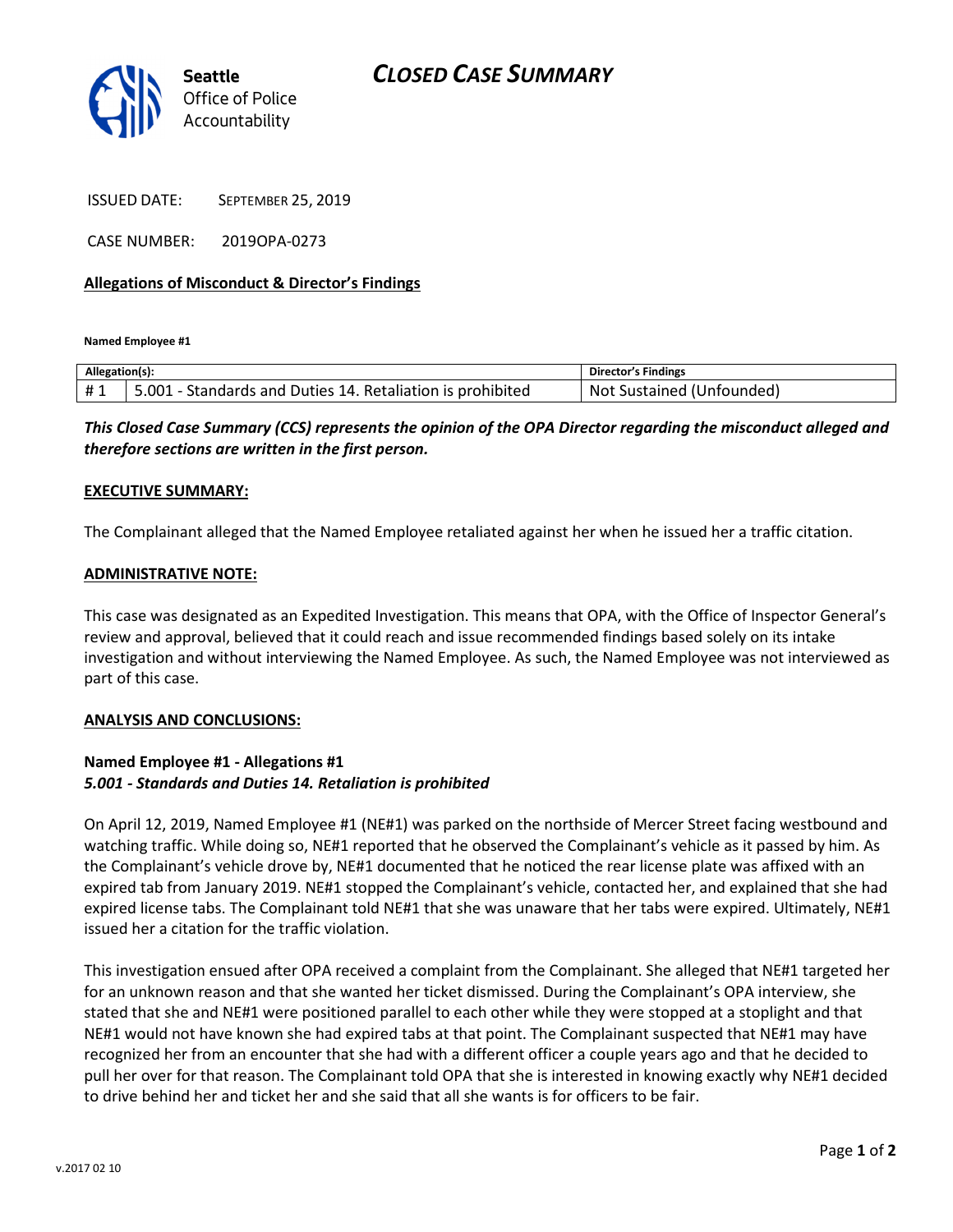Seattle Office of Police Accountability

# CLOSED CASE SUMMARY

ISSUED DATE: SEPTEMBER 25, 2019

CASE NUMBER: 2019OPA-0273

**Allegations of Misconduct & Director's Findings**

**Named Employee #1**

| Allegation(s): | | Director's Findings |
|---|---|---|
| # 1 | 5.001 - Standards and Duties 14. Retaliation is prohibited | Not Sustained (Unfounded) |

***This Closed Case Summary (CCS) represents the opinion of the OPA Director regarding the misconduct alleged and therefore sections are written in the first person.***

**EXECUTIVE SUMMARY:**

The Complainant alleged that the Named Employee retaliated against her when he issued her a traffic citation.

**ADMINISTRATIVE NOTE:**

This case was designated as an Expedited Investigation. This means that OPA, with the Office of Inspector General's review and approval, believed that it could reach and issue recommended findings based solely on its intake investigation and without interviewing the Named Employee. As such, the Named Employee was not interviewed as part of this case.

**ANALYSIS AND CONCLUSIONS:**

**Named Employee #1 - Allegations #1**
***5.001 - Standards and Duties 14. Retaliation is prohibited***

On April 12, 2019, Named Employee #1 (NE#1) was parked on the northside of Mercer Street facing westbound and watching traffic. While doing so, NE#1 reported that he observed the Complainant's vehicle as it passed by him. As the Complainant's vehicle drove by, NE#1 documented that he noticed the rear license plate was affixed with an expired tab from January 2019. NE#1 stopped the Complainant's vehicle, contacted her, and explained that she had expired license tabs. The Complainant told NE#1 that she was unaware that her tabs were expired. Ultimately, NE#1 issued her a citation for the traffic violation.

This investigation ensued after OPA received a complaint from the Complainant. She alleged that NE#1 targeted her for an unknown reason and that she wanted her ticket dismissed. During the Complainant's OPA interview, she stated that she and NE#1 were positioned parallel to each other while they were stopped at a stoplight and that NE#1 would not have known she had expired tabs at that point. The Complainant suspected that NE#1 may have recognized her from an encounter that she had with a different officer a couple years ago and that he decided to pull her over for that reason. The Complainant told OPA that she is interested in knowing exactly why NE#1 decided to drive behind her and ticket her and she said that all she wants is for officers to be fair.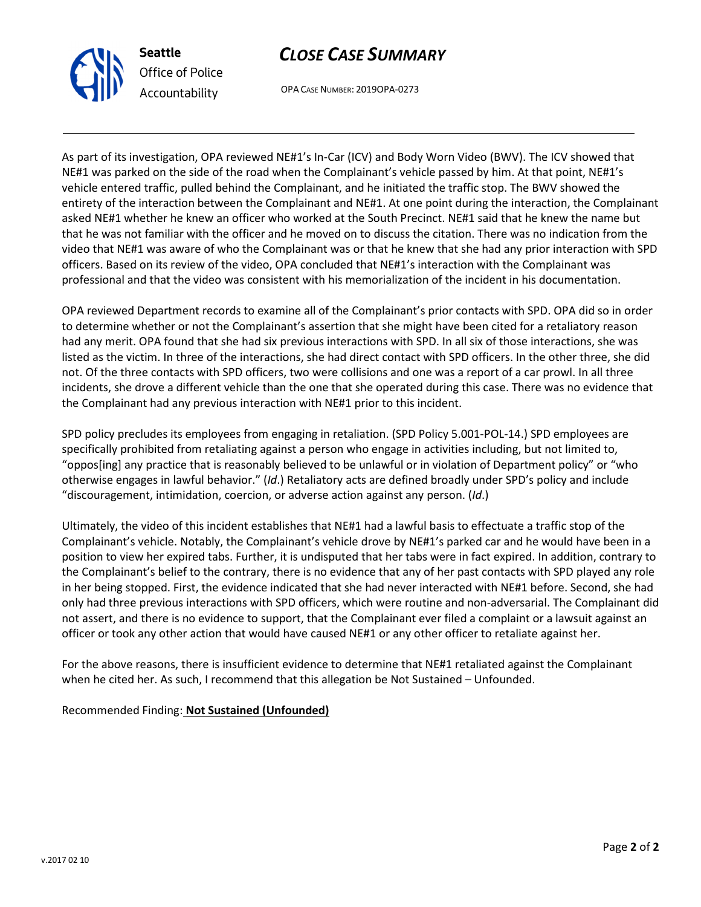As part of its investigation, OPA reviewed NE#1's In-Car (ICV) and Body Worn Video (BWV). The ICV showed that NE#1 was parked on the side of the road when the Complainant's vehicle passed by him. At that point, NE#1's vehicle entered traffic, pulled behind the Complainant, and he initiated the traffic stop. The BWV showed the entirety of the interaction between the Complainant and NE#1. At one point during the interaction, the Complainant asked NE#1 whether he knew an officer who worked at the South Precinct. NE#1 said that he knew the name but that he was not familiar with the officer and he moved on to discuss the citation. There was no indication from the video that NE#1 was aware of who the Complainant was or that he knew that she had any prior interaction with SPD officers. Based on its review of the video, OPA concluded that NE#1's interaction with the Complainant was professional and that the video was consistent with his memorialization of the incident in his documentation.

OPA reviewed Department records to examine all of the Complainant's prior contacts with SPD. OPA did so in order to determine whether or not the Complainant's assertion that she might have been cited for a retaliatory reason had any merit. OPA found that she had six previous interactions with SPD. In all six of those interactions, she was listed as the victim. In three of the interactions, she had direct contact with SPD officers. In the other three, she did not. Of the three contacts with SPD officers, two were collisions and one was a report of a car prowl. In all three incidents, she drove a different vehicle than the one that she operated during this case. There was no evidence that the Complainant had any previous interaction with NE#1 prior to this incident.

SPD policy precludes its employees from engaging in retaliation. (SPD Policy 5.001-POL-14.) SPD employees are specifically prohibited from retaliating against a person who engage in activities including, but not limited to, "oppos[ing] any practice that is reasonably believed to be unlawful or in violation of Department policy" or "who otherwise engages in lawful behavior." (*Id*.) Retaliatory acts are defined broadly under SPD's policy and include "discouragement, intimidation, coercion, or adverse action against any person. (*Id*.)

Ultimately, the video of this incident establishes that NE#1 had a lawful basis to effectuate a traffic stop of the Complainant's vehicle. Notably, the Complainant's vehicle drove by NE#1's parked car and he would have been in a position to view her expired tabs. Further, it is undisputed that her tabs were in fact expired. In addition, contrary to the Complainant's belief to the contrary, there is no evidence that any of her past contacts with SPD played any role in her being stopped. First, the evidence indicated that she had never interacted with NE#1 before. Second, she had only had three previous interactions with SPD officers, which were routine and non-adversarial. The Complainant did not assert, and there is no evidence to support, that the Complainant ever filed a complaint or a lawsuit against an officer or took any other action that would have caused NE#1 or any other officer to retaliate against her.

For the above reasons, there is insufficient evidence to determine that NE#1 retaliated against the Complainant when he cited her. As such, I recommend that this allegation be Not Sustained – Unfounded.

Recommended Finding: **Not Sustained (Unfounded)**